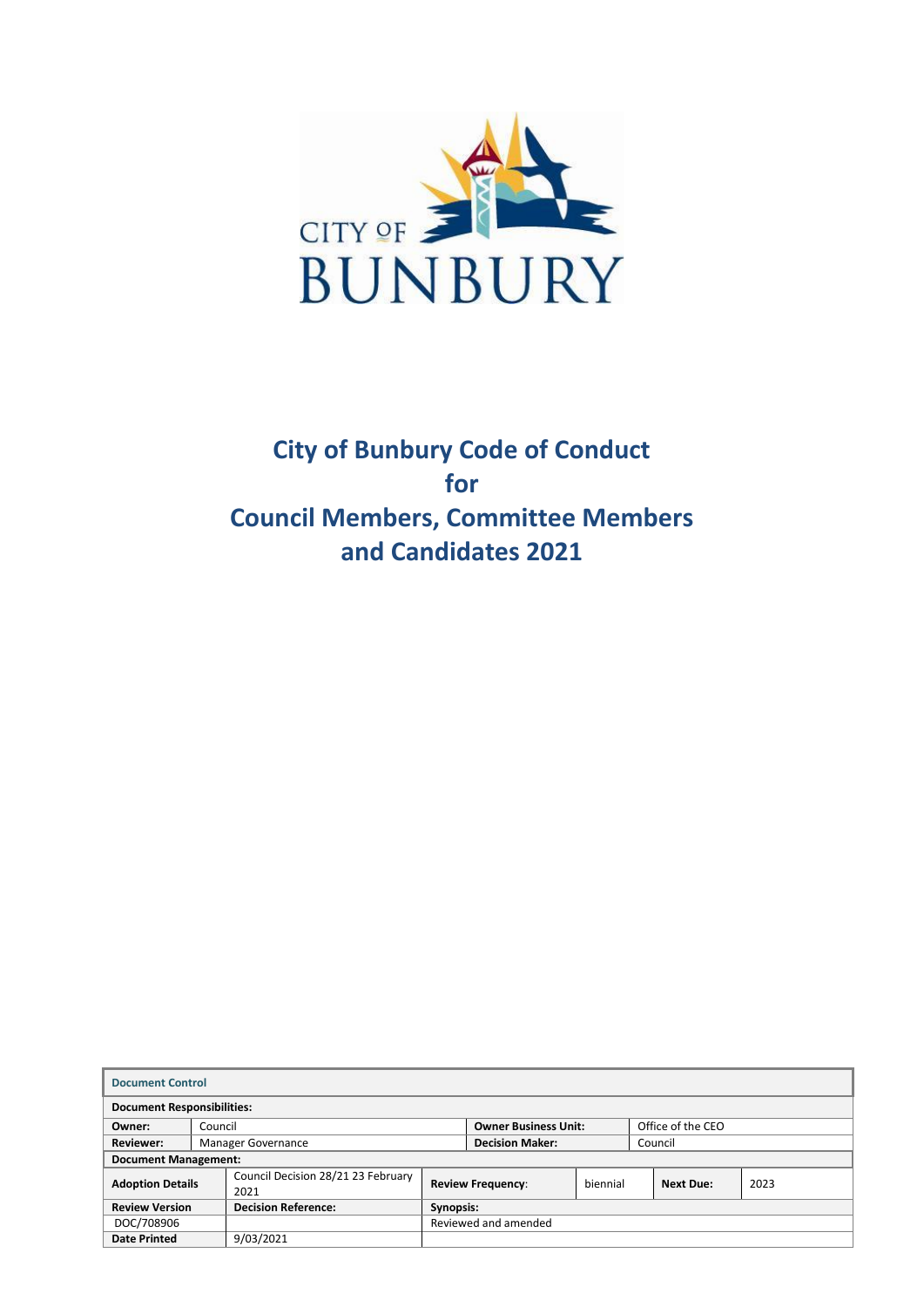# City of Bunbury Code of Conduct for Council Members, Committee Members and Candidates 2021

| Document Control | | | | | | |
|---|---|---|---|---|---|---|
| **Document Responsibilities:** | | | | | | |
| **Owner:** | Council | | **Owner Business Unit:** | | Office of the CEO | |
| **Reviewer:** | Manager Governance | | **Decision Maker:** | | Council | |
| **Document Management:** | | | | | | |
| **Adoption Details** | Council Decision 28/21 23 February 2021 | | **Review Frequency**: | biennial | **Next Due:** | 2023 |
| **Review Version** | **Decision Reference:** | | **Synopsis:** | | | |
| DOC/708906 | | | Reviewed and amended | | | |
| **Date Printed** | 9/03/2021 | | | | | |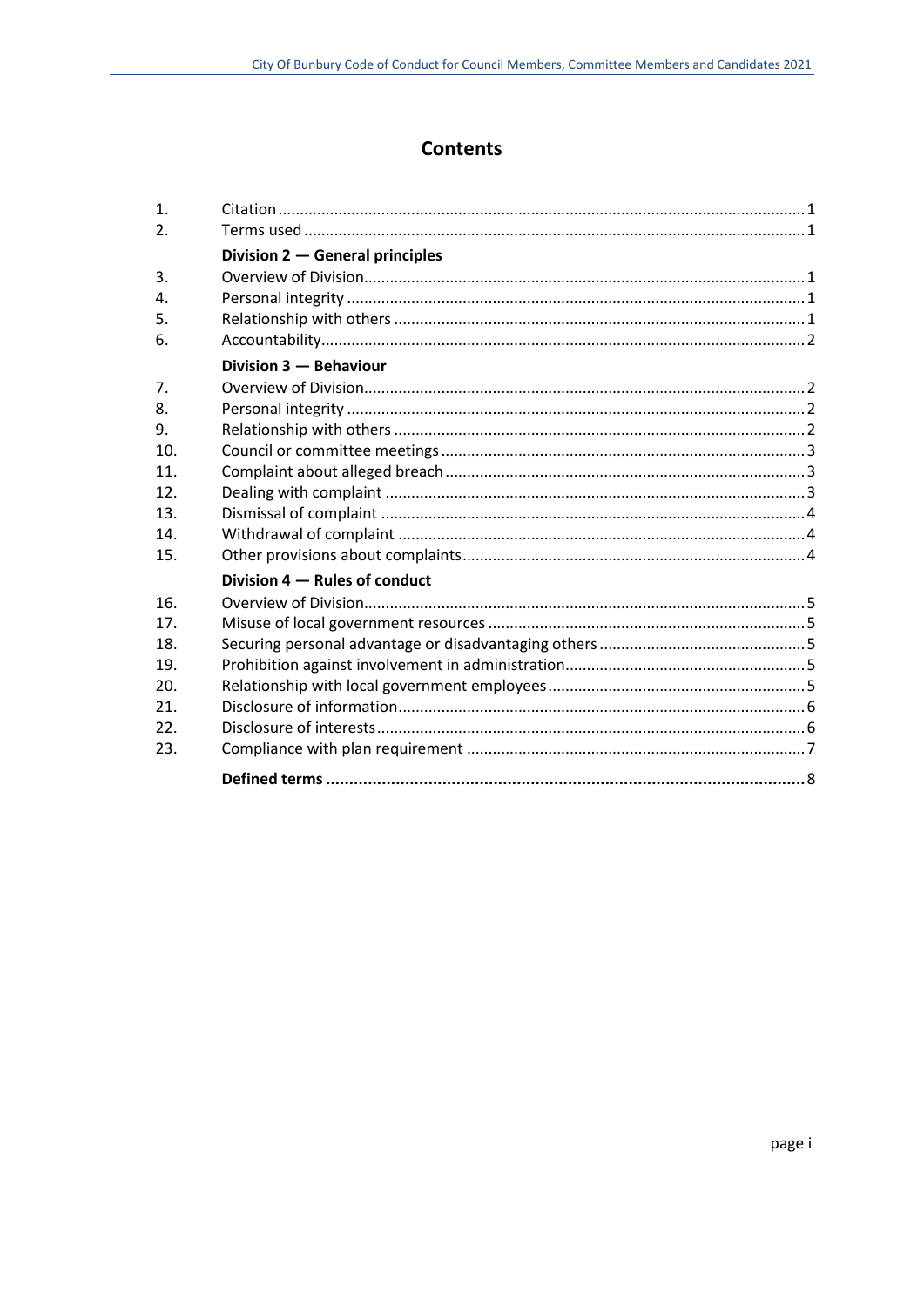# Contents

| | | |
|---|---|---|
| 1. | Citation | 1 |
| 2. | Terms used | 1 |
| | **Division 2 — General principles** | |
| 3. | Overview of Division | 1 |
| 4. | Personal integrity | 1 |
| 5. | Relationship with others | 1 |
| 6. | Accountability | 2 |
| | **Division 3 — Behaviour** | |
| 7. | Overview of Division | 2 |
| 8. | Personal integrity | 2 |
| 9. | Relationship with others | 2 |
| 10. | Council or committee meetings | 3 |
| 11. | Complaint about alleged breach | 3 |
| 12. | Dealing with complaint | 3 |
| 13. | Dismissal of complaint | 4 |
| 14. | Withdrawal of complaint | 4 |
| 15. | Other provisions about complaints | 4 |
| | **Division 4 — Rules of conduct** | |
| 16. | Overview of Division | 5 |
| 17. | Misuse of local government resources | 5 |
| 18. | Securing personal advantage or disadvantaging others | 5 |
| 19. | Prohibition against involvement in administration | 5 |
| 20. | Relationship with local government employees | 5 |
| 21. | Disclosure of information | 6 |
| 22. | Disclosure of interests | 6 |
| 23. | Compliance with plan requirement | 7 |
| | **Defined terms** | **8** |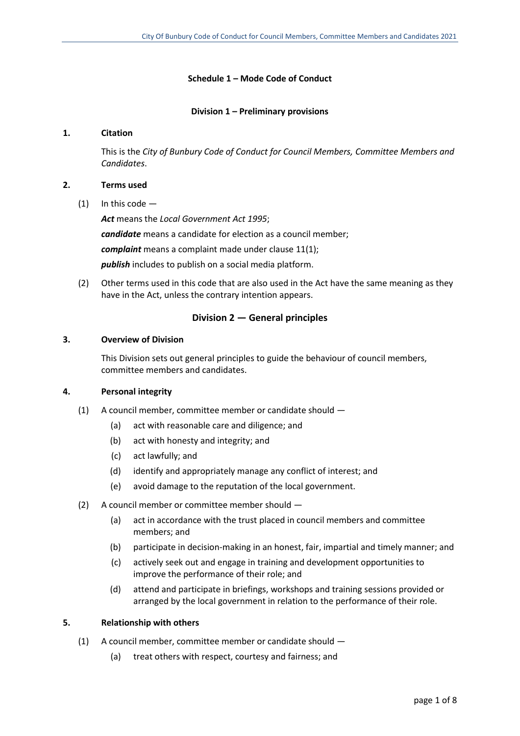**Schedule 1 – Mode Code of Conduct**

**Division 1 – Preliminary provisions**

**1. Citation**

This is the *City of Bunbury Code of Conduct for Council Members, Committee Members and Candidates*.

**2. Terms used**

(1) In this code —

***Act*** means the *Local Government Act 1995*;

***candidate*** means a candidate for election as a council member;

***complaint*** means a complaint made under clause 11(1);

***publish*** includes to publish on a social media platform.

(2) Other terms used in this code that are also used in the Act have the same meaning as they have in the Act, unless the contrary intention appears.

## Division 2 — General principles

**3. Overview of Division**

This Division sets out general principles to guide the behaviour of council members, committee members and candidates.

**4. Personal integrity**

(1) A council member, committee member or candidate should —

- (a) act with reasonable care and diligence; and
- (b) act with honesty and integrity; and
- (c) act lawfully; and
- (d) identify and appropriately manage any conflict of interest; and
- (e) avoid damage to the reputation of the local government.

(2) A council member or committee member should —

- (a) act in accordance with the trust placed in council members and committee members; and
- (b) participate in decision-making in an honest, fair, impartial and timely manner; and
- (c) actively seek out and engage in training and development opportunities to improve the performance of their role; and
- (d) attend and participate in briefings, workshops and training sessions provided or arranged by the local government in relation to the performance of their role.

**5. Relationship with others**

(1) A council member, committee member or candidate should —

- (a) treat others with respect, courtesy and fairness; and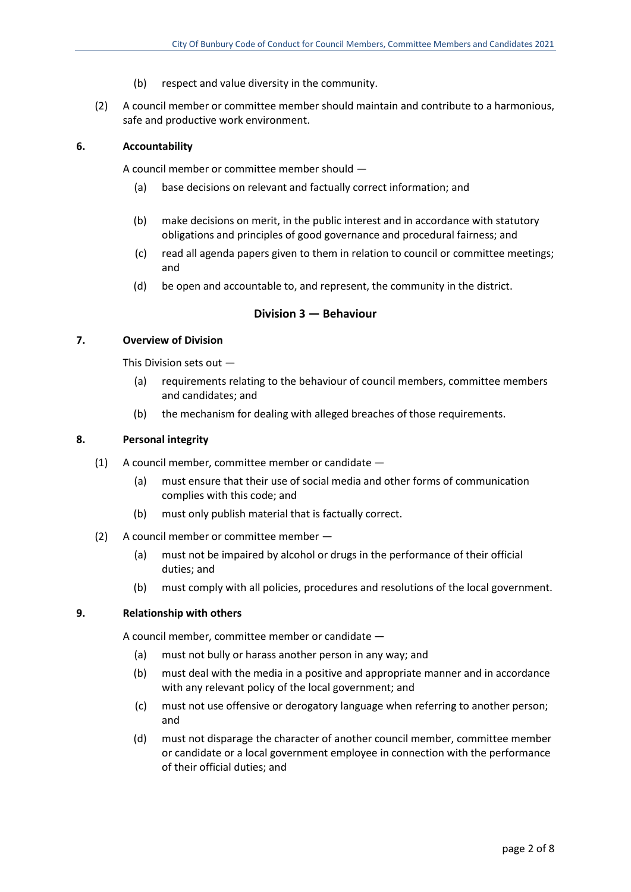(b) respect and value diversity in the community.

(2) A council member or committee member should maintain and contribute to a harmonious, safe and productive work environment.

**6. Accountability**

A council member or committee member should —

(a) base decisions on relevant and factually correct information; and

(b) make decisions on merit, in the public interest and in accordance with statutory obligations and principles of good governance and procedural fairness; and

(c) read all agenda papers given to them in relation to council or committee meetings; and

(d) be open and accountable to, and represent, the community in the district.

## Division 3 — Behaviour

**7. Overview of Division**

This Division sets out —

(a) requirements relating to the behaviour of council members, committee members and candidates; and

(b) the mechanism for dealing with alleged breaches of those requirements.

**8. Personal integrity**

(1) A council member, committee member or candidate —

(a) must ensure that their use of social media and other forms of communication complies with this code; and

(b) must only publish material that is factually correct.

(2) A council member or committee member —

(a) must not be impaired by alcohol or drugs in the performance of their official duties; and

(b) must comply with all policies, procedures and resolutions of the local government.

**9. Relationship with others**

A council member, committee member or candidate —

(a) must not bully or harass another person in any way; and

(b) must deal with the media in a positive and appropriate manner and in accordance with any relevant policy of the local government; and

(c) must not use offensive or derogatory language when referring to another person; and

(d) must not disparage the character of another council member, committee member or candidate or a local government employee in connection with the performance of their official duties; and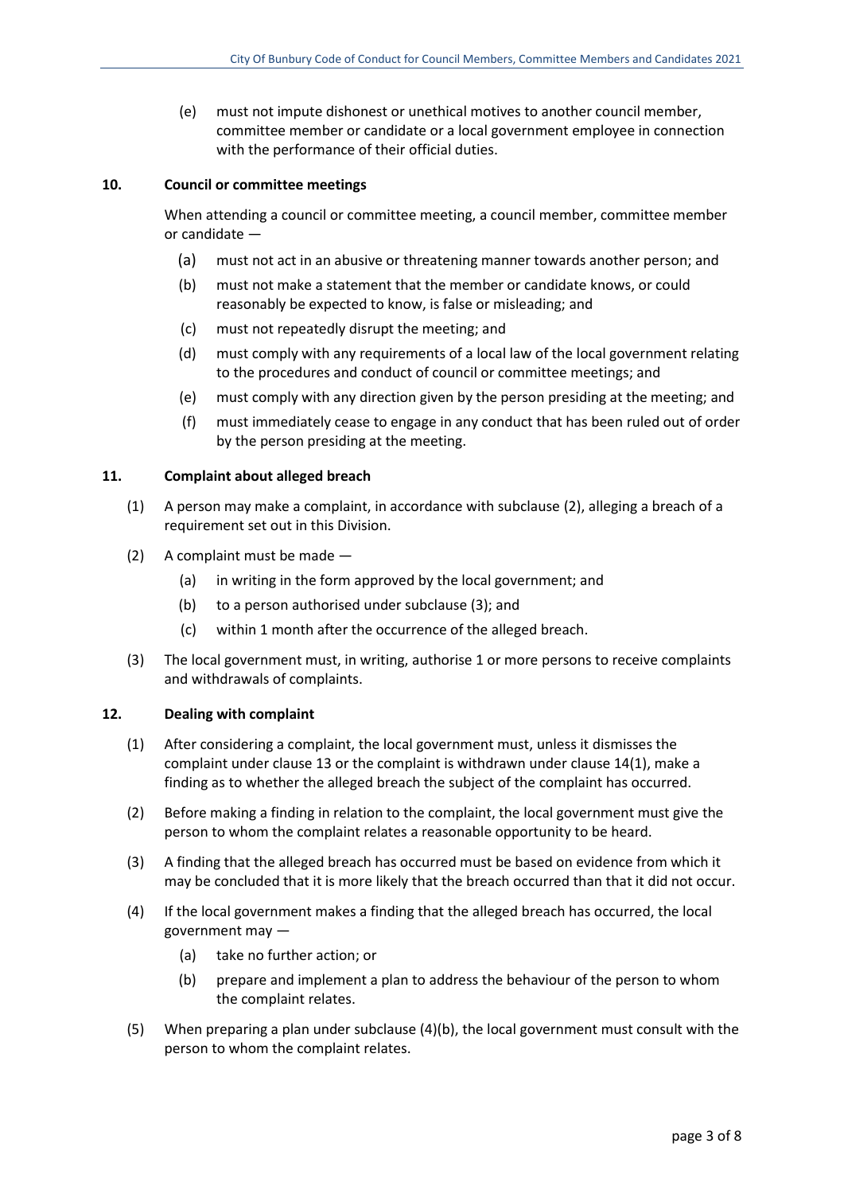(e) must not impute dishonest or unethical motives to another council member, committee member or candidate or a local government employee in connection with the performance of their official duties.

**10. Council or committee meetings**

When attending a council or committee meeting, a council member, committee member or candidate —

(a) must not act in an abusive or threatening manner towards another person; and

(b) must not make a statement that the member or candidate knows, or could reasonably be expected to know, is false or misleading; and

(c) must not repeatedly disrupt the meeting; and

(d) must comply with any requirements of a local law of the local government relating to the procedures and conduct of council or committee meetings; and

(e) must comply with any direction given by the person presiding at the meeting; and

(f) must immediately cease to engage in any conduct that has been ruled out of order by the person presiding at the meeting.

**11. Complaint about alleged breach**

(1) A person may make a complaint, in accordance with subclause (2), alleging a breach of a requirement set out in this Division.

(2) A complaint must be made —

(a) in writing in the form approved by the local government; and

(b) to a person authorised under subclause (3); and

(c) within 1 month after the occurrence of the alleged breach.

(3) The local government must, in writing, authorise 1 or more persons to receive complaints and withdrawals of complaints.

**12. Dealing with complaint**

(1) After considering a complaint, the local government must, unless it dismisses the complaint under clause 13 or the complaint is withdrawn under clause 14(1), make a finding as to whether the alleged breach the subject of the complaint has occurred.

(2) Before making a finding in relation to the complaint, the local government must give the person to whom the complaint relates a reasonable opportunity to be heard.

(3) A finding that the alleged breach has occurred must be based on evidence from which it may be concluded that it is more likely that the breach occurred than that it did not occur.

(4) If the local government makes a finding that the alleged breach has occurred, the local government may —

(a) take no further action; or

(b) prepare and implement a plan to address the behaviour of the person to whom the complaint relates.

(5) When preparing a plan under subclause (4)(b), the local government must consult with the person to whom the complaint relates.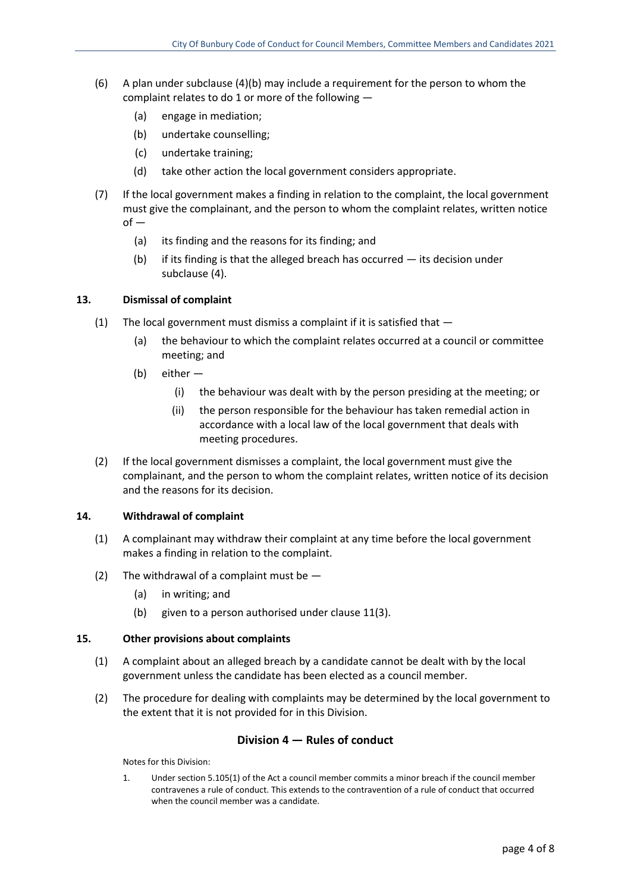(6) A plan under subclause (4)(b) may include a requirement for the person to whom the complaint relates to do 1 or more of the following —

   (a) engage in mediation;

   (b) undertake counselling;

   (c) undertake training;

   (d) take other action the local government considers appropriate.

(7) If the local government makes a finding in relation to the complaint, the local government must give the complainant, and the person to whom the complaint relates, written notice of —

   (a) its finding and the reasons for its finding; and

   (b) if its finding is that the alleged breach has occurred — its decision under subclause (4).

### 13. Dismissal of complaint

(1) The local government must dismiss a complaint if it is satisfied that —

   (a) the behaviour to which the complaint relates occurred at a council or committee meeting; and

   (b) either —

      (i) the behaviour was dealt with by the person presiding at the meeting; or

      (ii) the person responsible for the behaviour has taken remedial action in accordance with a local law of the local government that deals with meeting procedures.

(2) If the local government dismisses a complaint, the local government must give the complainant, and the person to whom the complaint relates, written notice of its decision and the reasons for its decision.

### 14. Withdrawal of complaint

(1) A complainant may withdraw their complaint at any time before the local government makes a finding in relation to the complaint.

(2) The withdrawal of a complaint must be —

   (a) in writing; and

   (b) given to a person authorised under clause 11(3).

### 15. Other provisions about complaints

(1) A complaint about an alleged breach by a candidate cannot be dealt with by the local government unless the candidate has been elected as a council member.

(2) The procedure for dealing with complaints may be determined by the local government to the extent that it is not provided for in this Division.

## Division 4 — Rules of conduct

Notes for this Division:

1. Under section 5.105(1) of the Act a council member commits a minor breach if the council member contravenes a rule of conduct. This extends to the contravention of a rule of conduct that occurred when the council member was a candidate.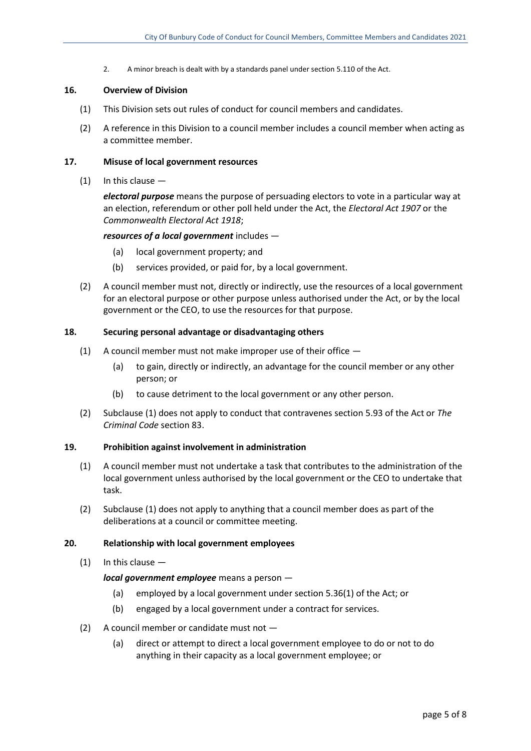2. A minor breach is dealt with by a standards panel under section 5.110 of the Act.

### 16. Overview of Division

(1) This Division sets out rules of conduct for council members and candidates.

(2) A reference in this Division to a council member includes a council member when acting as a committee member.

### 17. Misuse of local government resources

(1) In this clause —

***electoral purpose*** means the purpose of persuading electors to vote in a particular way at an election, referendum or other poll held under the Act, the *Electoral Act 1907* or the *Commonwealth Electoral Act 1918*;

***resources of a local government*** includes —

- (a) local government property; and
- (b) services provided, or paid for, by a local government.

(2) A council member must not, directly or indirectly, use the resources of a local government for an electoral purpose or other purpose unless authorised under the Act, or by the local government or the CEO, to use the resources for that purpose.

### 18. Securing personal advantage or disadvantaging others

(1) A council member must not make improper use of their office —

- (a) to gain, directly or indirectly, an advantage for the council member or any other person; or
- (b) to cause detriment to the local government or any other person.

(2) Subclause (1) does not apply to conduct that contravenes section 5.93 of the Act or *The Criminal Code* section 83.

### 19. Prohibition against involvement in administration

(1) A council member must not undertake a task that contributes to the administration of the local government unless authorised by the local government or the CEO to undertake that task.

(2) Subclause (1) does not apply to anything that a council member does as part of the deliberations at a council or committee meeting.

### 20. Relationship with local government employees

(1) In this clause —

***local government employee*** means a person —

- (a) employed by a local government under section 5.36(1) of the Act; or
- (b) engaged by a local government under a contract for services.

(2) A council member or candidate must not —

- (a) direct or attempt to direct a local government employee to do or not to do anything in their capacity as a local government employee; or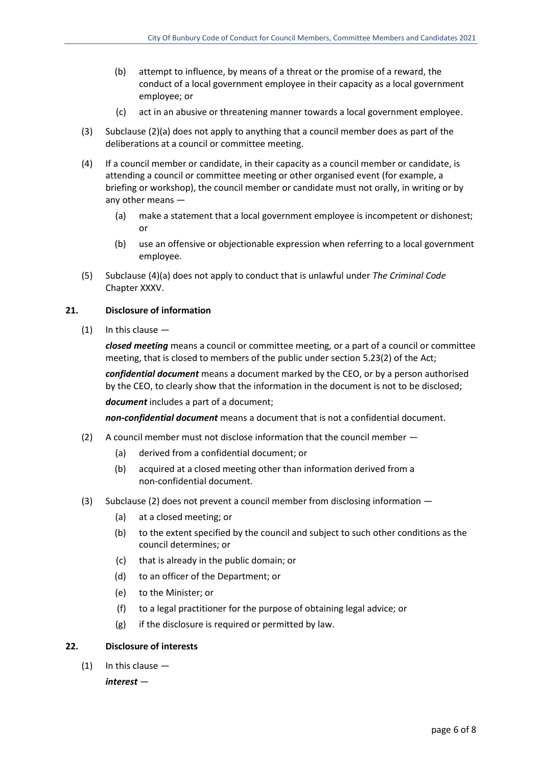(b) attempt to influence, by means of a threat or the promise of a reward, the conduct of a local government employee in their capacity as a local government employee; or

(c) act in an abusive or threatening manner towards a local government employee.

(3) Subclause (2)(a) does not apply to anything that a council member does as part of the deliberations at a council or committee meeting.

(4) If a council member or candidate, in their capacity as a council member or candidate, is attending a council or committee meeting or other organised event (for example, a briefing or workshop), the council member or candidate must not orally, in writing or by any other means —

(a) make a statement that a local government employee is incompetent or dishonest; or

(b) use an offensive or objectionable expression when referring to a local government employee.

(5) Subclause (4)(a) does not apply to conduct that is unlawful under *The Criminal Code* Chapter XXXV.

### 21. Disclosure of information

(1) In this clause —

***closed meeting*** means a council or committee meeting, or a part of a council or committee meeting, that is closed to members of the public under section 5.23(2) of the Act;

***confidential document*** means a document marked by the CEO, or by a person authorised by the CEO, to clearly show that the information in the document is not to be disclosed;

***document*** includes a part of a document;

***non-confidential document*** means a document that is not a confidential document.

(2) A council member must not disclose information that the council member —

(a) derived from a confidential document; or

(b) acquired at a closed meeting other than information derived from a non-confidential document.

(3) Subclause (2) does not prevent a council member from disclosing information —

(a) at a closed meeting; or

(b) to the extent specified by the council and subject to such other conditions as the council determines; or

(c) that is already in the public domain; or

(d) to an officer of the Department; or

(e) to the Minister; or

(f) to a legal practitioner for the purpose of obtaining legal advice; or

(g) if the disclosure is required or permitted by law.

### 22. Disclosure of interests

(1) In this clause —

***interest*** —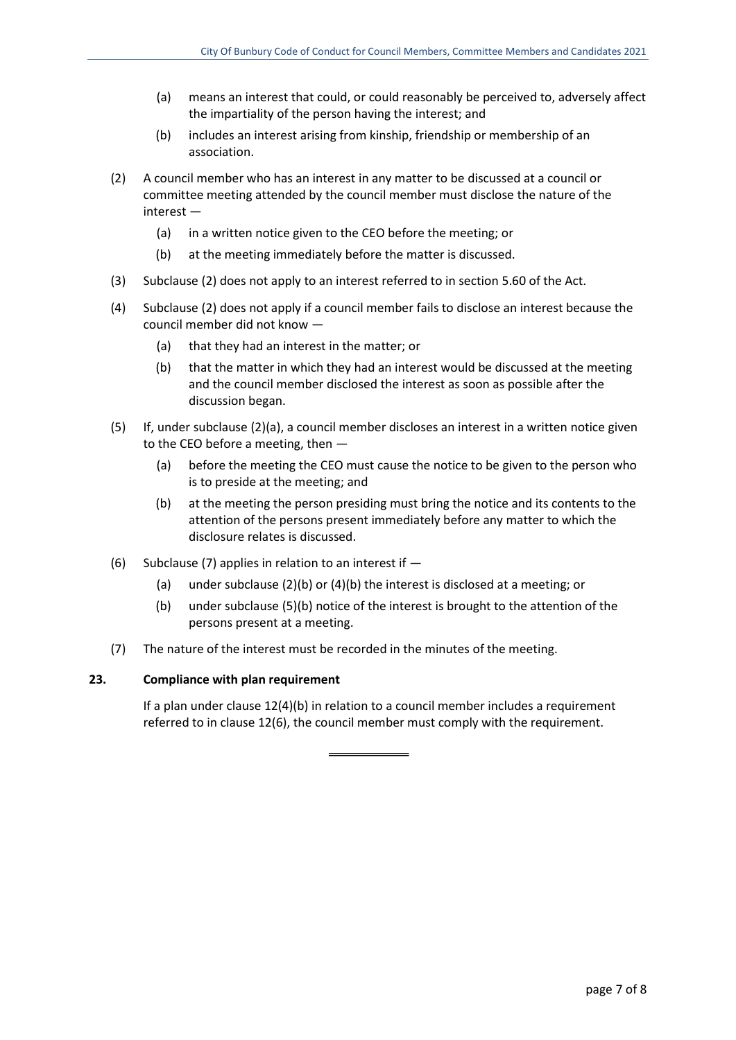(a) means an interest that could, or could reasonably be perceived to, adversely affect the impartiality of the person having the interest; and

(b) includes an interest arising from kinship, friendship or membership of an association.

(2) A council member who has an interest in any matter to be discussed at a council or committee meeting attended by the council member must disclose the nature of the interest —

(a) in a written notice given to the CEO before the meeting; or

(b) at the meeting immediately before the matter is discussed.

(3) Subclause (2) does not apply to an interest referred to in section 5.60 of the Act.

(4) Subclause (2) does not apply if a council member fails to disclose an interest because the council member did not know —

(a) that they had an interest in the matter; or

(b) that the matter in which they had an interest would be discussed at the meeting and the council member disclosed the interest as soon as possible after the discussion began.

(5) If, under subclause (2)(a), a council member discloses an interest in a written notice given to the CEO before a meeting, then —

(a) before the meeting the CEO must cause the notice to be given to the person who is to preside at the meeting; and

(b) at the meeting the person presiding must bring the notice and its contents to the attention of the persons present immediately before any matter to which the disclosure relates is discussed.

(6) Subclause (7) applies in relation to an interest if —

(a) under subclause (2)(b) or (4)(b) the interest is disclosed at a meeting; or

(b) under subclause (5)(b) notice of the interest is brought to the attention of the persons present at a meeting.

(7) The nature of the interest must be recorded in the minutes of the meeting.

### 23. Compliance with plan requirement

If a plan under clause 12(4)(b) in relation to a council member includes a requirement referred to in clause 12(6), the council member must comply with the requirement.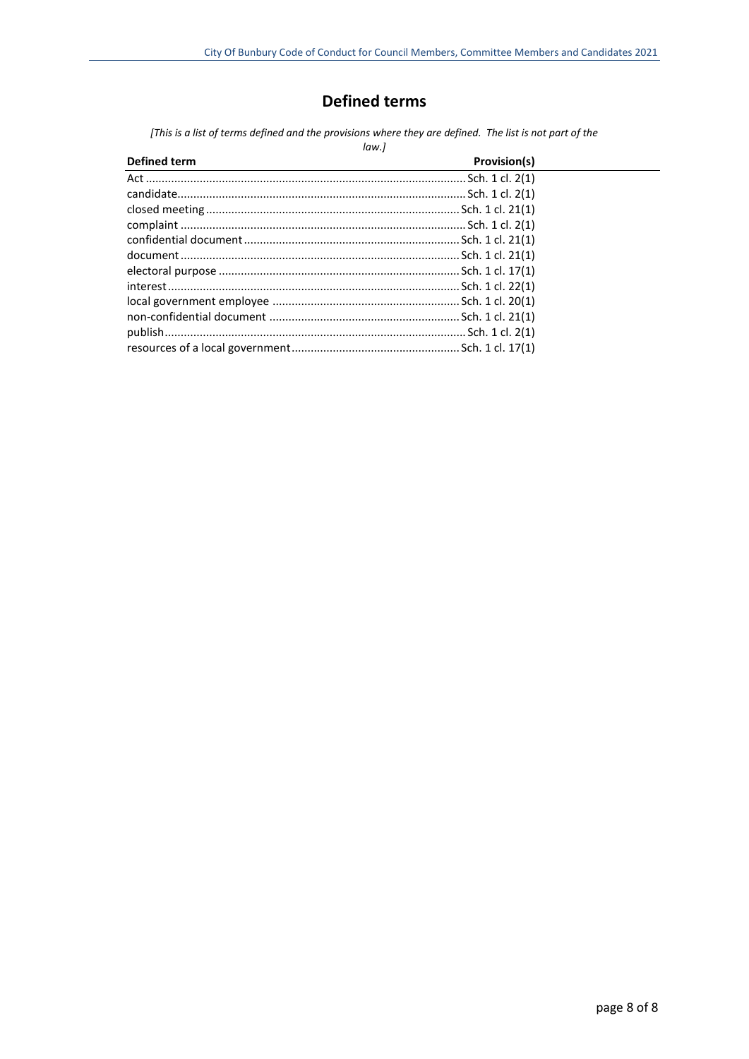# Defined terms

*[This is a list of terms defined and the provisions where they are defined. The list is not part of the law.]*

| Defined term | Provision(s) |
|---|---|
| Act | Sch. 1 cl. 2(1) |
| candidate | Sch. 1 cl. 2(1) |
| closed meeting | Sch. 1 cl. 21(1) |
| complaint | Sch. 1 cl. 2(1) |
| confidential document | Sch. 1 cl. 21(1) |
| document | Sch. 1 cl. 21(1) |
| electoral purpose | Sch. 1 cl. 17(1) |
| interest | Sch. 1 cl. 22(1) |
| local government employee | Sch. 1 cl. 20(1) |
| non-confidential document | Sch. 1 cl. 21(1) |
| publish | Sch. 1 cl. 2(1) |
| resources of a local government | Sch. 1 cl. 17(1) |